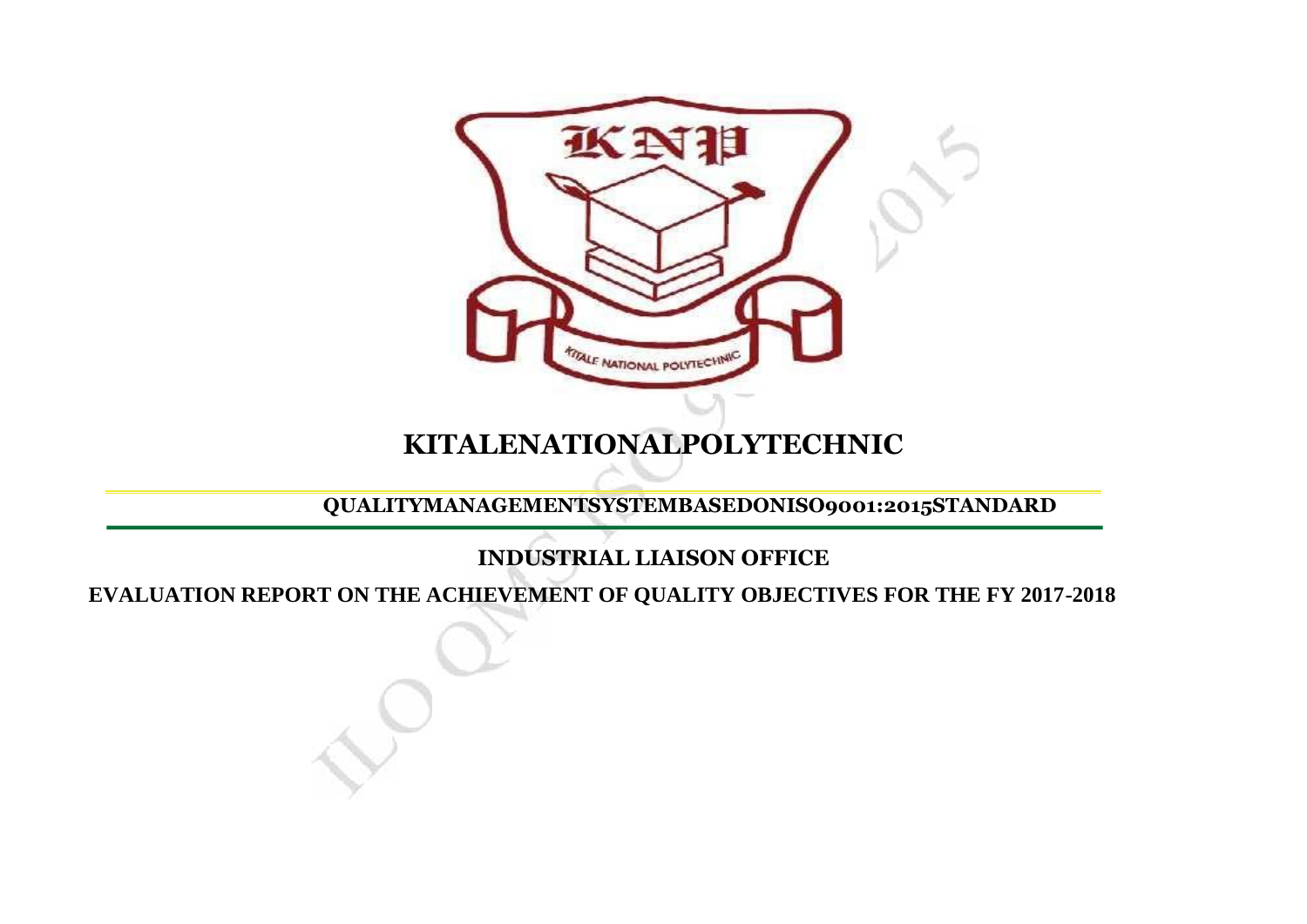# KITALENATIONALPOLYTECHNIC

**QUALITYMANAGEMENTSYSTEMBASEDONISO9001:2015STANDARD**

## INDUSTRIAL LIAISON OFFICE

## EVALUATION REPORT ON THE ACHIEVEMENT OF QUALITY OBJECTIVES FOR THE FY 2017-2018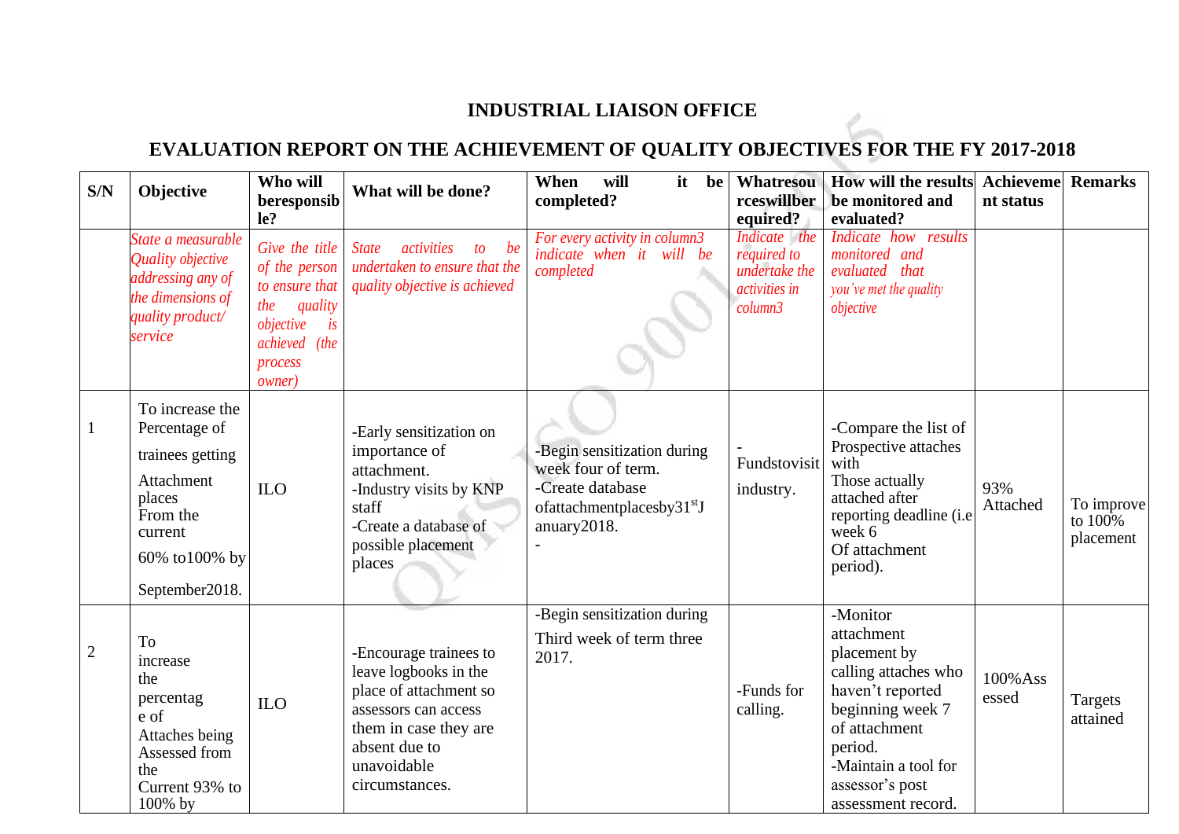# INDUSTRIAL LIAISON OFFICE

## EVALUATION REPORT ON THE ACHIEVEMENT OF QUALITY OBJECTIVES FOR THE FY 2017-2018

| S/N | Objective | Who will beresponsible? | What will be done? | When will it be completed? | Whatresourceswillberequired? | How will the results be monitored and evaluated? | Achievement status | Remarks |
|---|---|---|---|---|---|---|---|---|
| | *State a measurable Quality objective addressing any of the dimensions of quality product/ service* | *Give the title of the person to ensure that the quality objective is achieved (the process owner)* | *State activities to be undertaken to ensure that the quality objective is achieved* | *For every activity in column3 indicate when it will be completed* | *Indicate the required to undertake the activities in column3* | *Indicate how results monitored and evaluated that you've met the quality objective* | | |
| 1 | To increase the Percentage of trainees getting Attachment places From the current 60% to100% by September2018. | ILO | -Early sensitization on importance of attachment.<br>-Industry visits by KNP staff<br>-Create a database of possible placement places | -Begin sensitization during week four of term.<br>-Create database ofattachmentplacesby31st January2018.<br>- | -Fundstovisit industry. | -Compare the list of Prospective attaches with Those actually attached after reporting deadline (i.e week 6 Of attachment period). | 93% Attached | To improve to 100% placement |
| 2 | To increase the percentage of Attaches being Assessed from the Current 93% to 100% by | ILO | -Encourage trainees to leave logbooks in the place of attachment so assessors can access them in case they are absent due to unavoidable circumstances. | -Begin sensitization during Third week of term three 2017. | -Funds for calling. | -Monitor attachment placement by calling attaches who haven't reported beginning week 7 of attachment period.<br>-Maintain a tool for assessor's post assessment record. | 100%Assessed | Targets attained |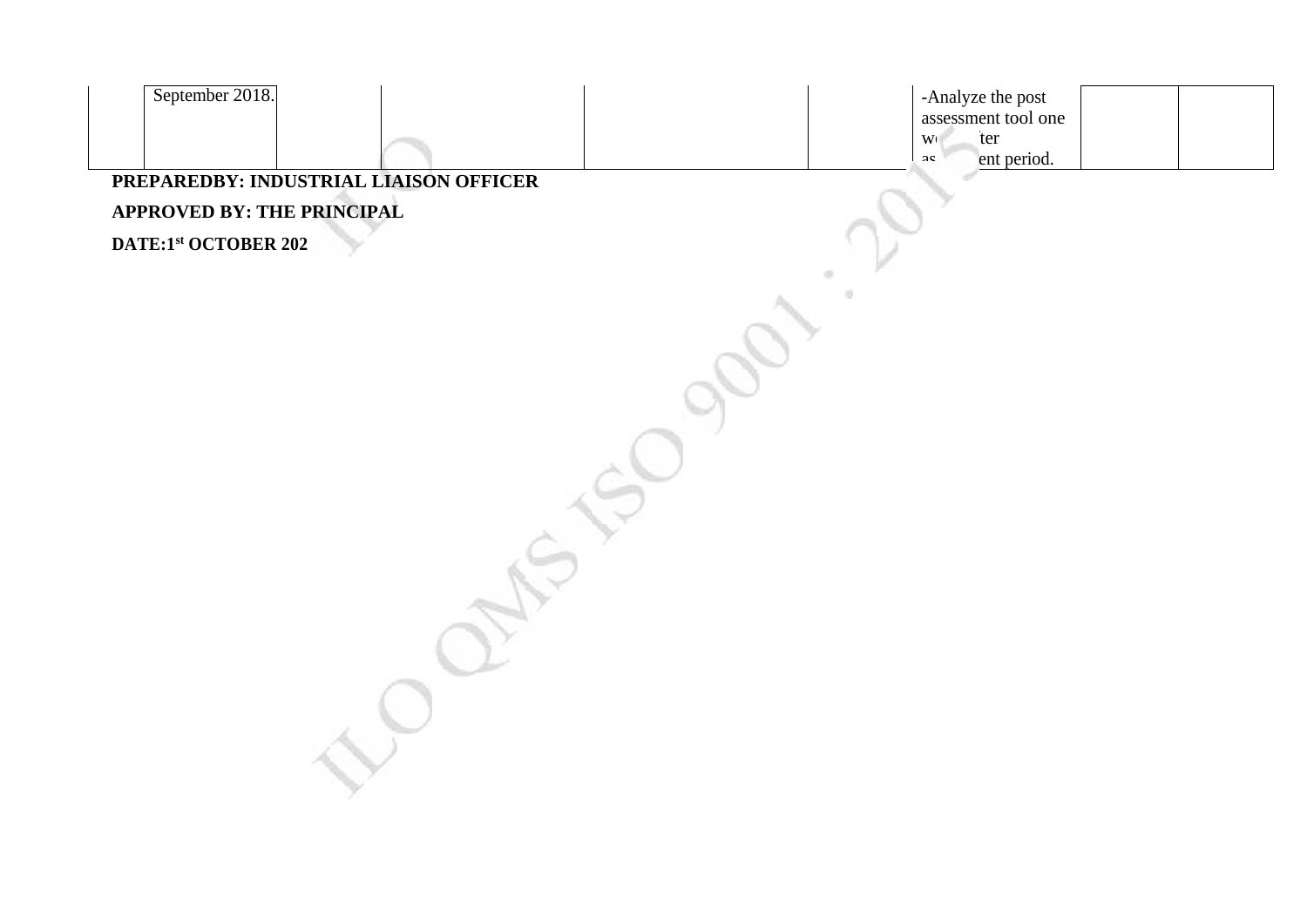| | | | | | | | | |
|---|---|---|---|---|---|---|---|---|
| | September 2018. | | | | | -Analyze the post assessment tool one week after assessment period. | | |

**PREPAREDBY: INDUSTRIAL LIAISON OFFICER**

**APPROVED BY: THE PRINCIPAL**

**DATE:1st OCTOBER 202**